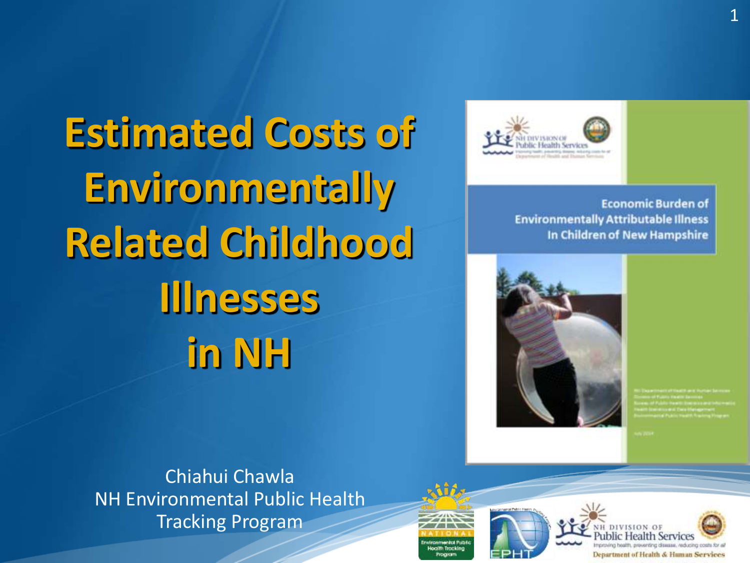# Estimated Costs of Environmentally Related Childhood Illnesses in NH

Chiahui Chawla
NH Environmental Public Health Tracking Program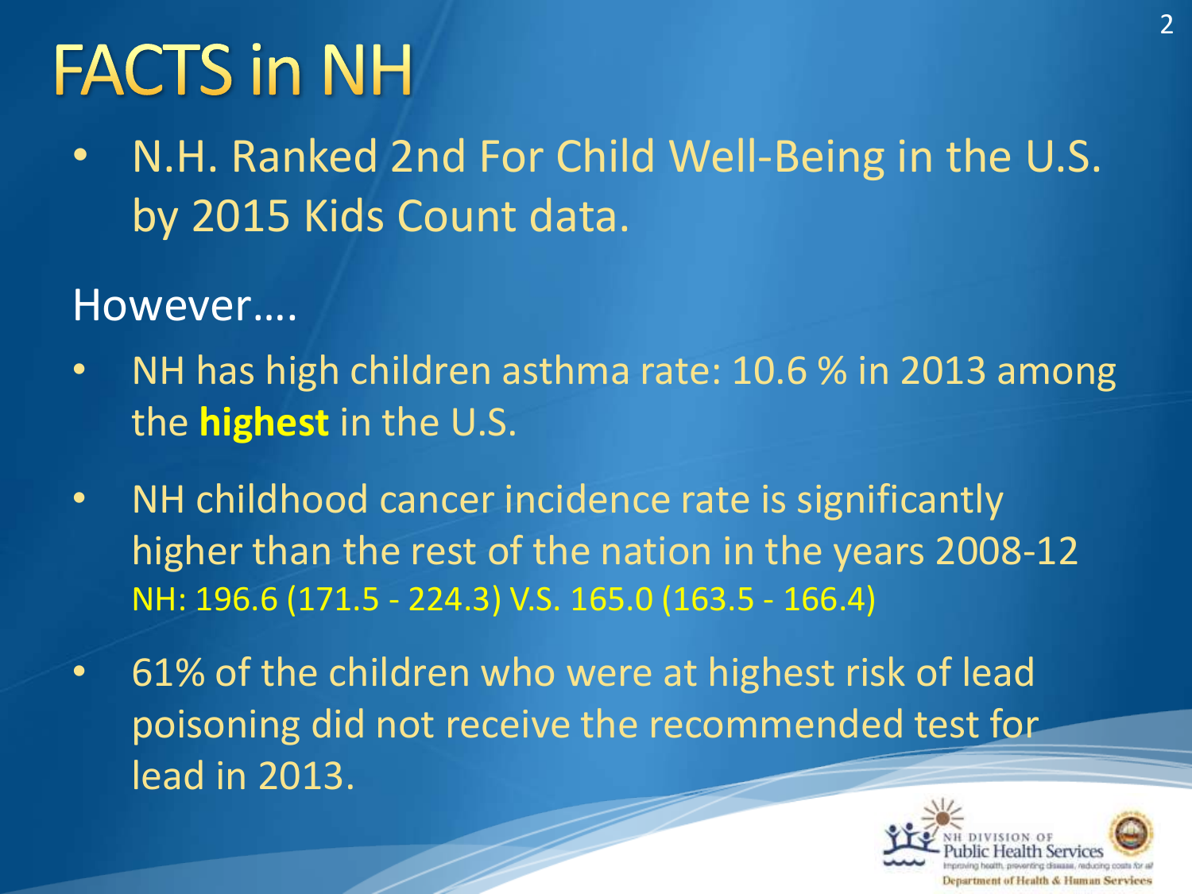# FACTS in NH

- N.H. Ranked 2nd For Child Well-Being in the U.S. by 2015 Kids Count data.

However….

- NH has high children asthma rate: 10.6 % in 2013 among the **highest** in the U.S.
- NH childhood cancer incidence rate is significantly higher than the rest of the nation in the years 2008-12
  NH: 196.6 (171.5 - 224.3) V.S. 165.0 (163.5 - 166.4)
- 61% of the children who were at highest risk of lead poisoning did not receive the recommended test for lead in 2013.

NH DIVISION OF Public Health Services
Improving health, preventing disease, reducing costs for all
Department of Health & Human Services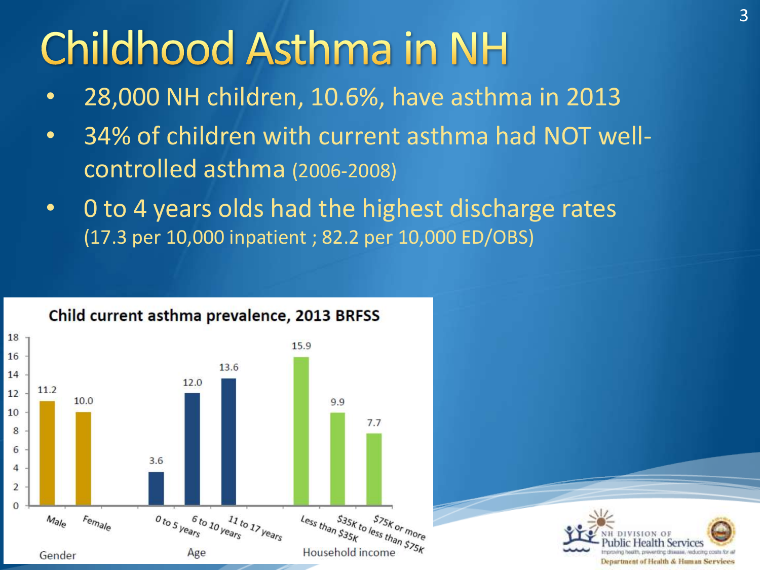# Childhood Asthma in NH

- 28,000 NH children, 10.6%, have asthma in 2013
- 34% of children with current asthma had NOT well-controlled asthma (2006-2008)
- 0 to 4 years olds had the highest discharge rates (17.3 per 10,000 inpatient ; 82.2 per 10,000 ED/OBS)

**Child current asthma prevalence, 2013 BRFSS**

| Category | Group | Prevalence |
|---|---|---|
| Gender | Male | 11.2 |
| Gender | Female | 10.0 |
| Age | 0 to 5 years | 3.6 |
| Age | 6 to 10 years | 12.0 |
| Age | 11 to 17 years | 13.6 |
| Household income | Less than $35K | 15.9 |
| Household income | $35K to less than $75K | 9.9 |
| Household income | $75K or more | 7.7 |

NH Division of Public Health Services
Improving health, preventing disease, reducing costs for all
Department of Health & Human Services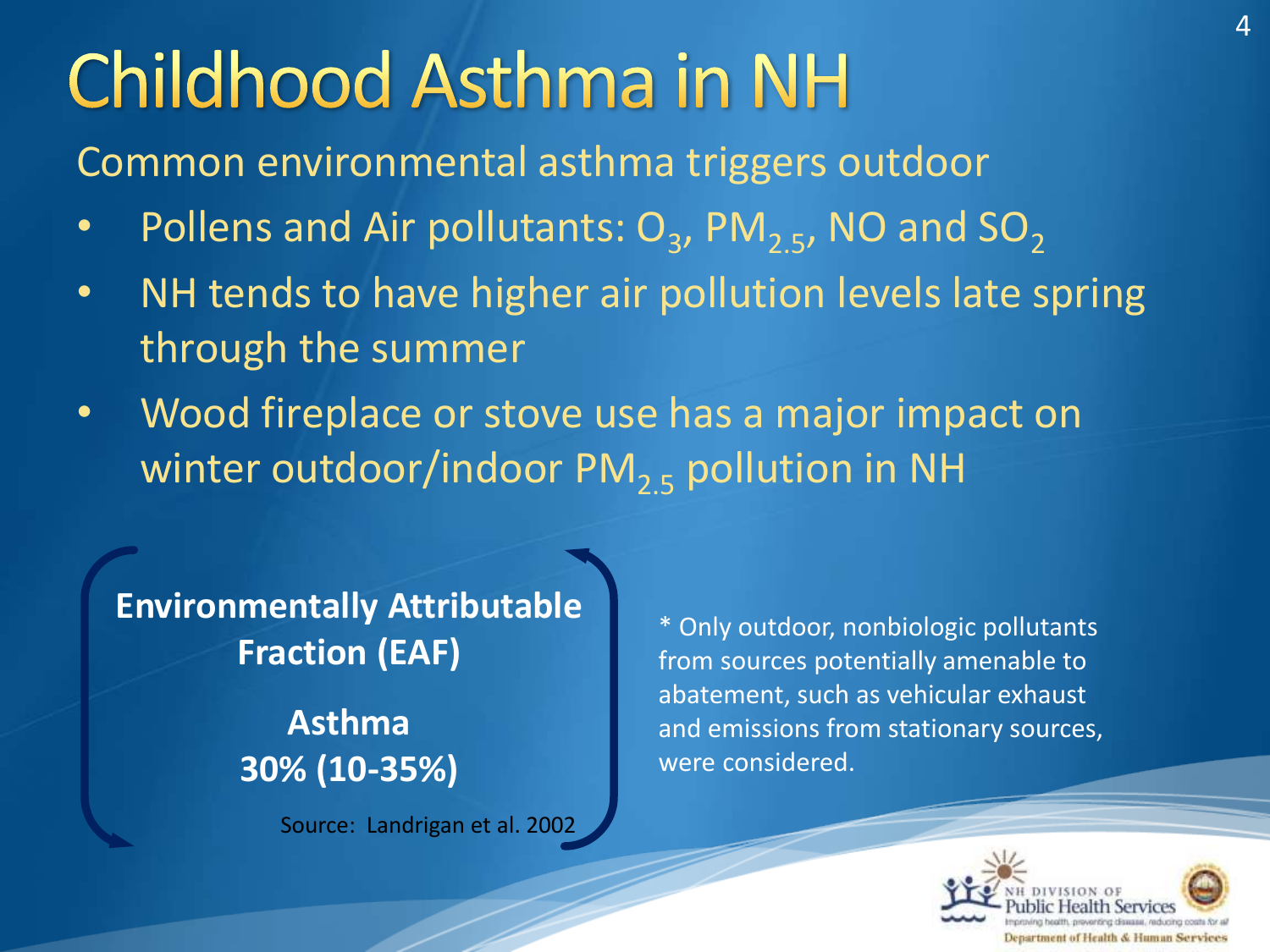# Childhood Asthma in NH

Common environmental asthma triggers outdoor

- Pollens and Air pollutants: $O_3$, $PM_{2.5}$, NO and $SO_2$
- NH tends to have higher air pollution levels late spring through the summer
- Wood fireplace or stove use has a major impact on winter outdoor/indoor $PM_{2.5}$ pollution in NH

**Environmentally Attributable Fraction (EAF)**

**Asthma**
**30% (10-35%)**

Source: Landrigan et al. 2002

* Only outdoor, nonbiologic pollutants from sources potentially amenable to abatement, such as vehicular exhaust and emissions from stationary sources, were considered.

NH DIVISION OF Public Health Services
Improving health, preventing disease, reducing costs for all
Department of Health & Human Services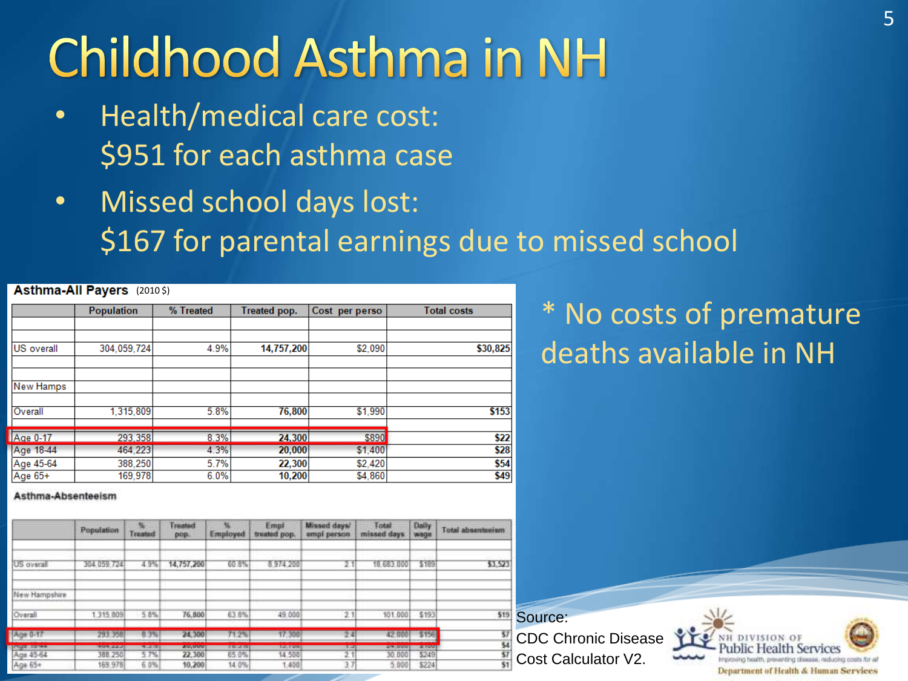# Childhood Asthma in NH

- Health/medical care cost: $951 for each asthma case
- Missed school days lost: $167 for parental earnings due to missed school

**Asthma-All Payers** (2010 $)

| | Population | % Treated | Treated pop. | Cost per perso | Total costs |
|---|---|---|---|---|---|
| | | | | | |
| US overall | 304,059,724 | 4.9% | **14,757,200** | $2,090 | **$30,825** |
| | | | | | |
| New Hamps | | | | | |
| Overall | 1,315,809 | 5.8% | **76,800** | $1,990 | **$153** |
| | | | | | |
| Age 0-17 | 293,358 | 8.3% | **24,300** | $890 | **$22** |
| Age 18-44 | 464,223 | 4.3% | **20,000** | $1,400 | **$28** |
| Age 45-64 | 388,250 | 5.7% | **22,300** | $2,420 | **$54** |
| Age 65+ | 169,978 | 6.0% | **10,200** | $4,860 | **$49** |

**Asthma-Absenteeism**

| | Population | % Treated | Treated pop. | % Employed | Empl treated pop. | Missed days/ empl person | Total missed days | Daily wage | Total absenteeism |
|---|---|---|---|---|---|---|---|---|---|
| | | | | | | | | | |
| US overall | 304,059,724 | 4.9% | 14,757,200 | 60.8% | 8,974,200 | 2.1 | 18,683,000 | $189 | $3,523 |
| | | | | | | | | | |
| New Hampshire | | | | | | | | | |
| Overall | 1,315,809 | 5.8% | 76,800 | 63.8% | 49,000 | 2.1 | 101,000 | $193 | $19 |
| Age 0-17 | 293,358 | 8.3% | 24,300 | 71.2% | 17,300 | 2.4 | 42,000 | $156 | $7 |
| Age 18-44 | 464,223 | 4.3% | 20,000 | 78.5% | 15,700 | 1.5 | 24,000 | $180 | $4 |
| Age 45-64 | 388,250 | 5.7% | 22,300 | 65.0% | 14,500 | 2.1 | 30,000 | $249 | $7 |
| Age 65+ | 169,978 | 6.0% | 10,200 | 14.0% | 1,400 | 3.7 | 5,000 | $224 | $1 |

* No costs of premature deaths available in NH

Source: CDC Chronic Disease Cost Calculator V2.

NH DIVISION OF Public Health Services
Improving health, preventing disease, reducing costs for all
Department of Health & Human Services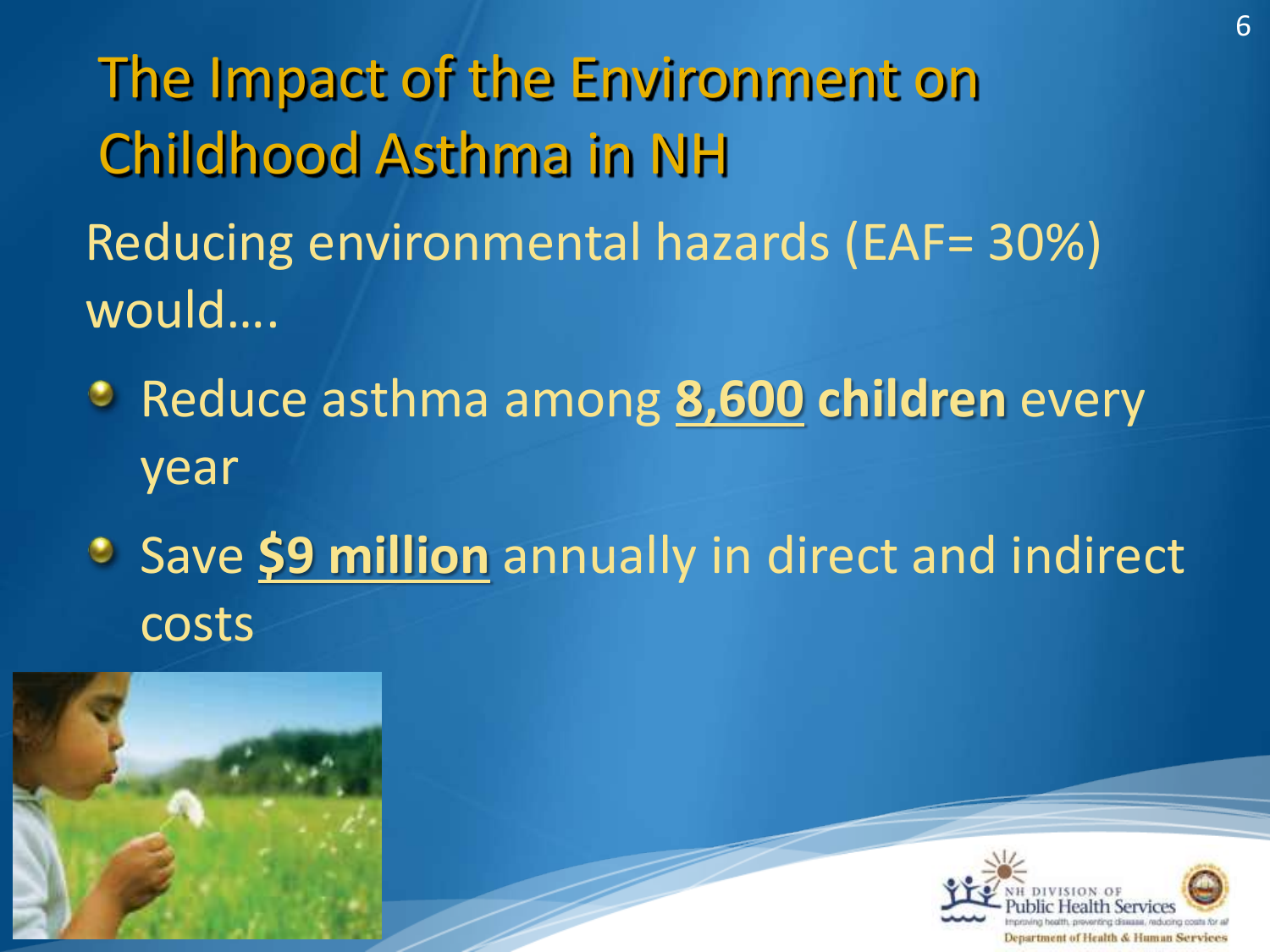# The Impact of the Environment on Childhood Asthma in NH

Reducing environmental hazards (EAF= 30%) would….

- Reduce asthma among **8,600 children** every year
- Save **$9 million** annually in direct and indirect costs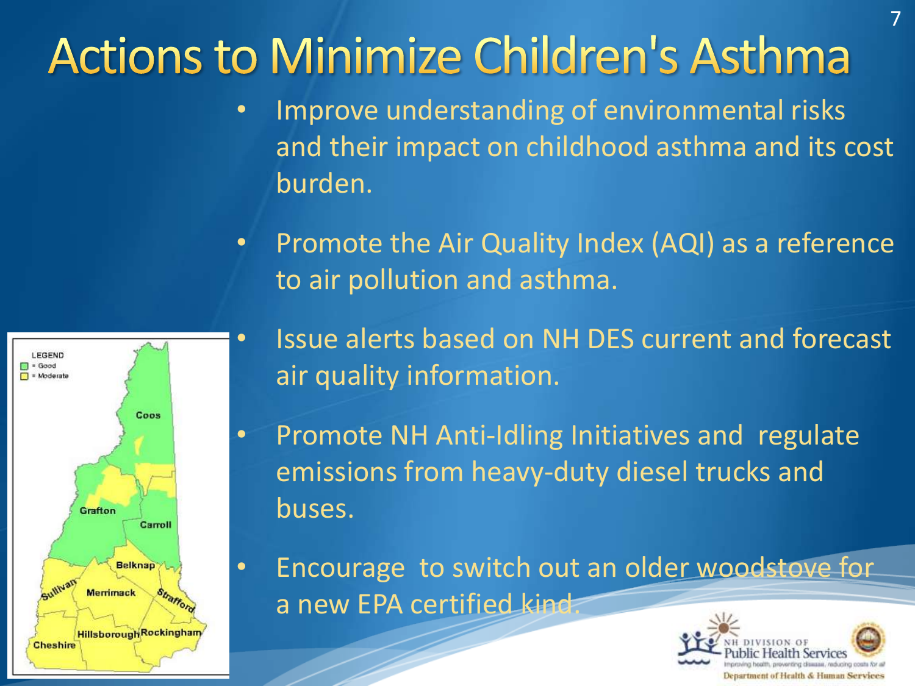# Actions to Minimize Children's Asthma

- Improve understanding of environmental risks and their impact on childhood asthma and its cost burden.
- Promote the Air Quality Index (AQI) as a reference to air pollution and asthma.
- Issue alerts based on NH DES current and forecast air quality information.
- Promote NH Anti-Idling Initiatives and regulate emissions from heavy-duty diesel trucks and buses.
- Encourage to switch out an older woodstove for a new EPA certified kind.

LEGEND
- = Good
- = Moderate

Coos, Grafton, Carroll, Belknap, Sullivan, Merrimack, Strafford, Cheshire, Hillsborough, Rockingham

NH DIVISION OF Public Health Services
Improving health, preventing disease, reducing costs for all
Department of Health & Human Services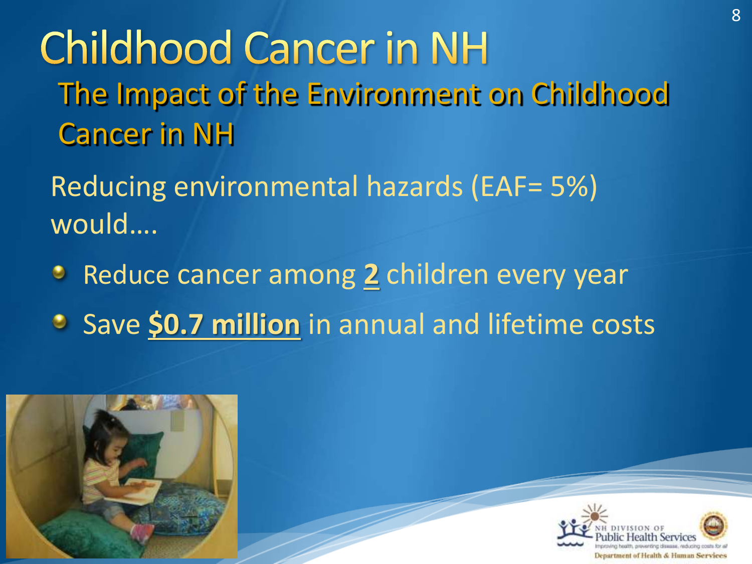# Childhood Cancer in NH

## The Impact of the Environment on Childhood Cancer in NH

Reducing environmental hazards (EAF= 5%) would....

- Reduce cancer among **2** children every year
- Save **$0.7 million** in annual and lifetime costs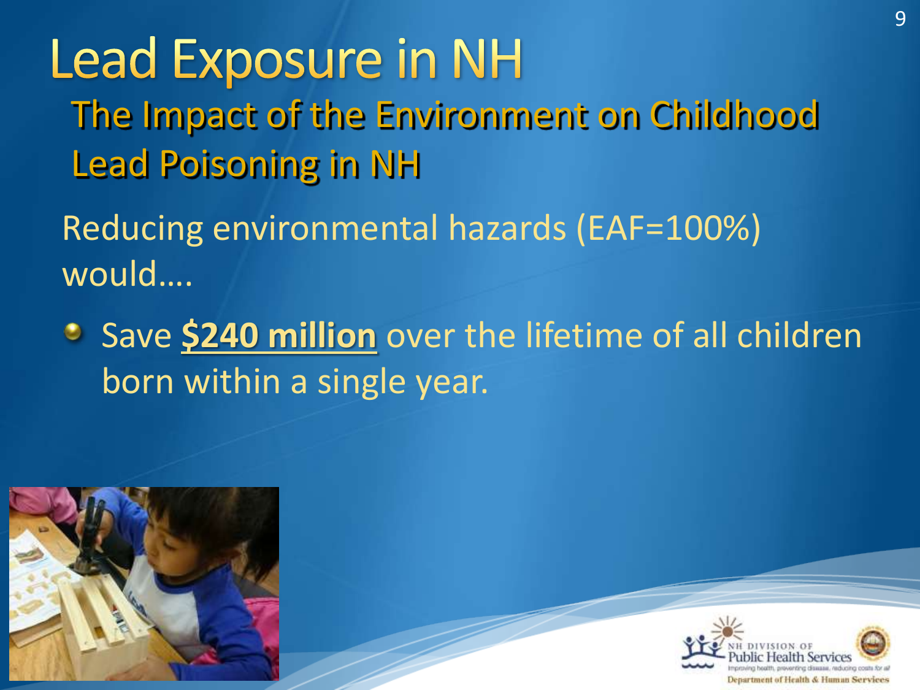# Lead Exposure in NH

## The Impact of the Environment on Childhood Lead Poisoning in NH

Reducing environmental hazards (EAF=100%) would….

- Save **$240 million** over the lifetime of all children born within a single year.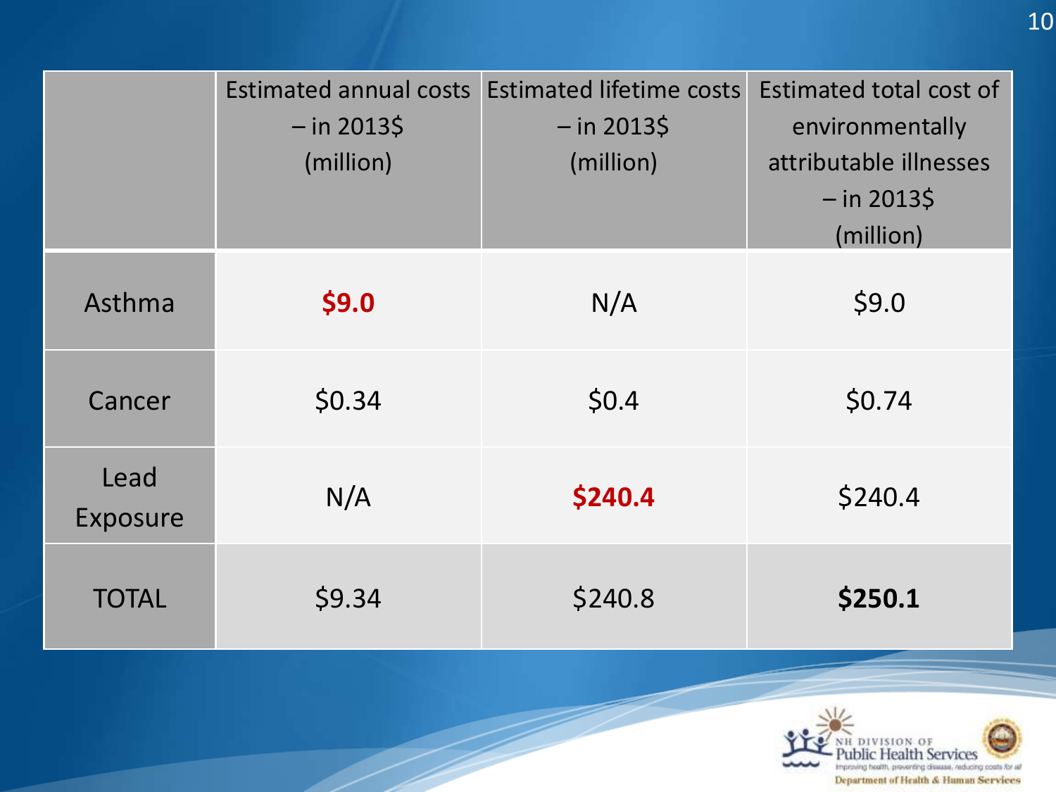| | Estimated annual costs – in 2013$ (million) | Estimated lifetime costs – in 2013$ (million) | Estimated total cost of environmentally attributable illnesses – in 2013$ (million) |
|---|---|---|---|
| Asthma | **$9.0** | N/A | $9.0 |
| Cancer | $0.34 | $0.4 | $0.74 |
| Lead Exposure | N/A | **$240.4** | $240.4 |
| TOTAL | $9.34 | $240.8 | **$250.1** |

NH DIVISION OF Public Health Services
Improving health, preventing disease, reducing costs for all
Department of Health & Human Services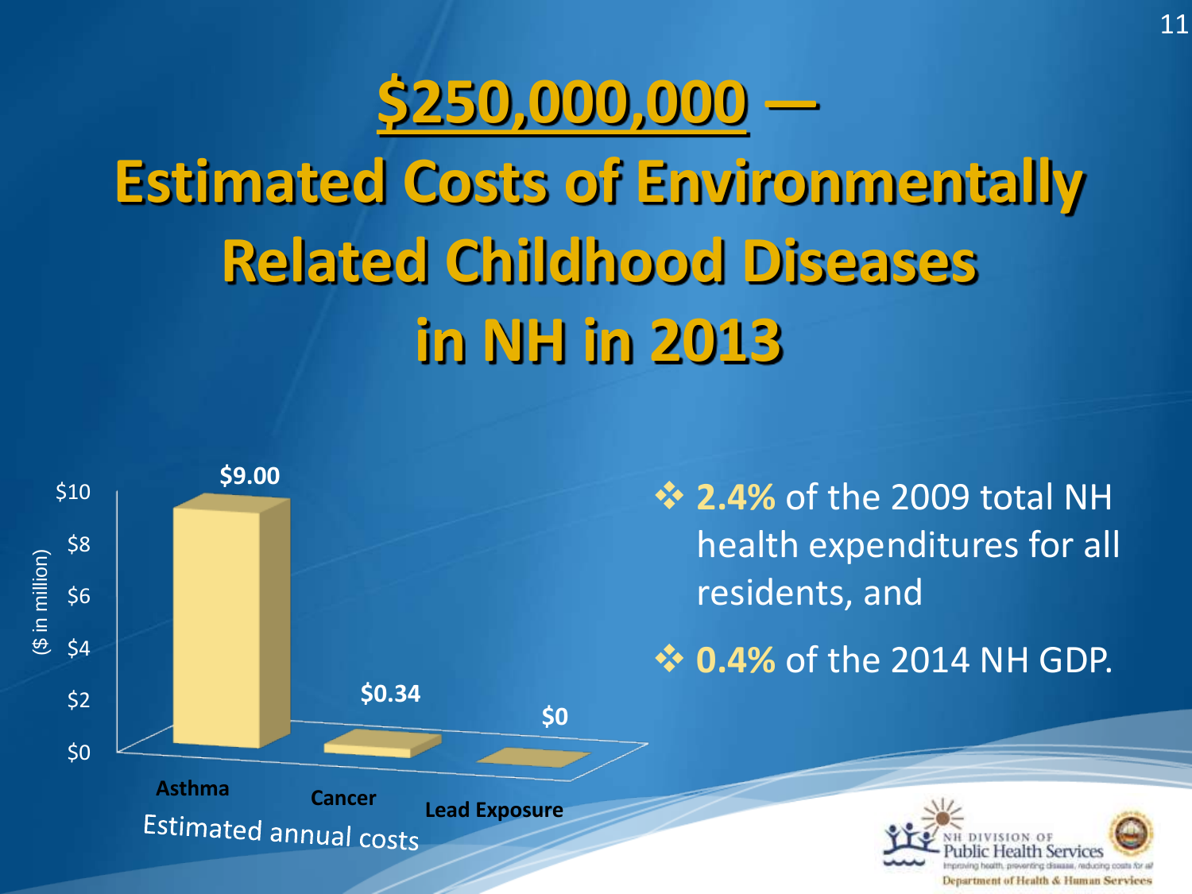# $250,000,000 — Estimated Costs of Environmentally Related Childhood Diseases in NH in 2013

Estimated annual costs ($ in million)

| | Asthma | Cancer | Lead Exposure |
|---|---|---|---|
| Estimated annual costs ($ in million) | $9.00 | $0.34 | $0 |

- **2.4%** of the 2009 total NH health expenditures for all residents, and
- **0.4%** of the 2014 NH GDP.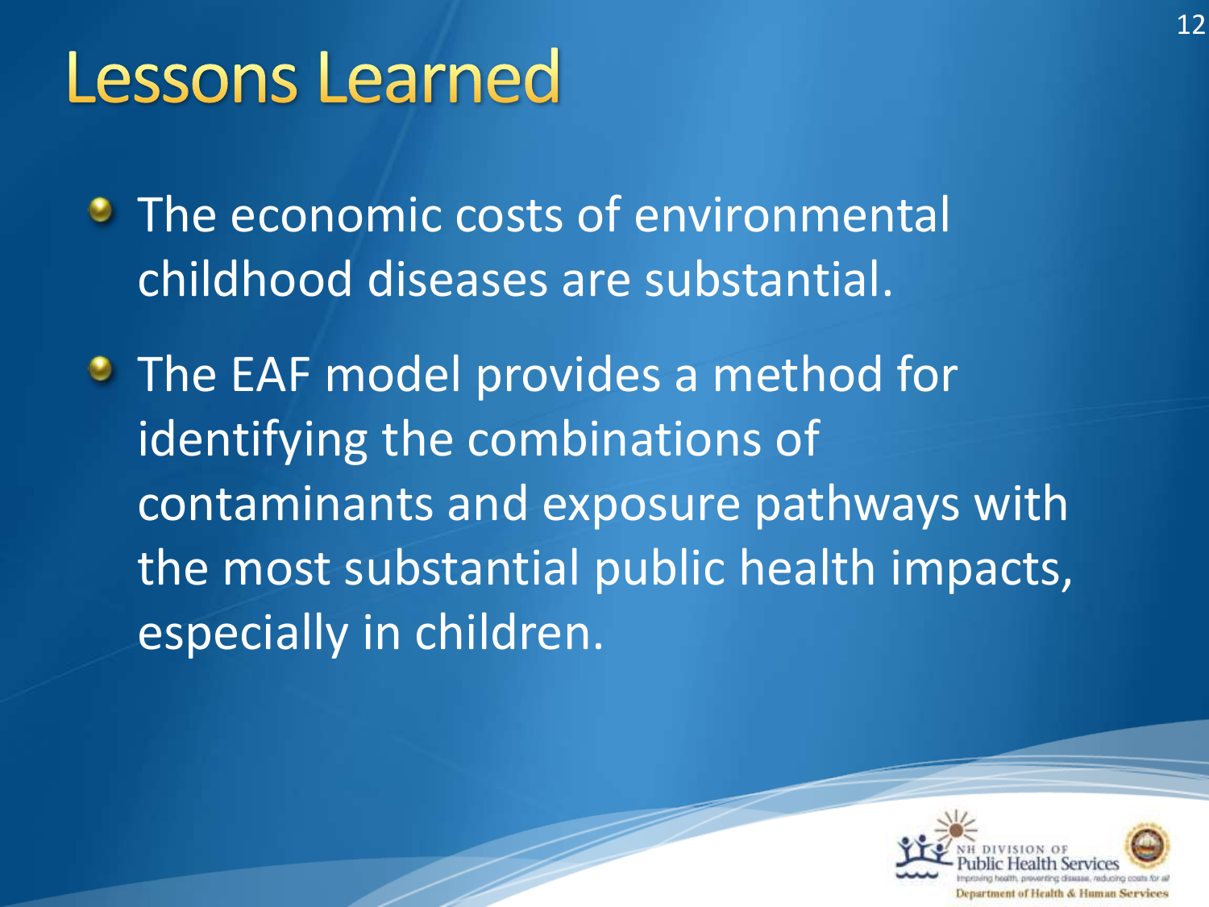# Lessons Learned

- The economic costs of environmental childhood diseases are substantial.
- The EAF model provides a method for identifying the combinations of contaminants and exposure pathways with the most substantial public health impacts, especially in children.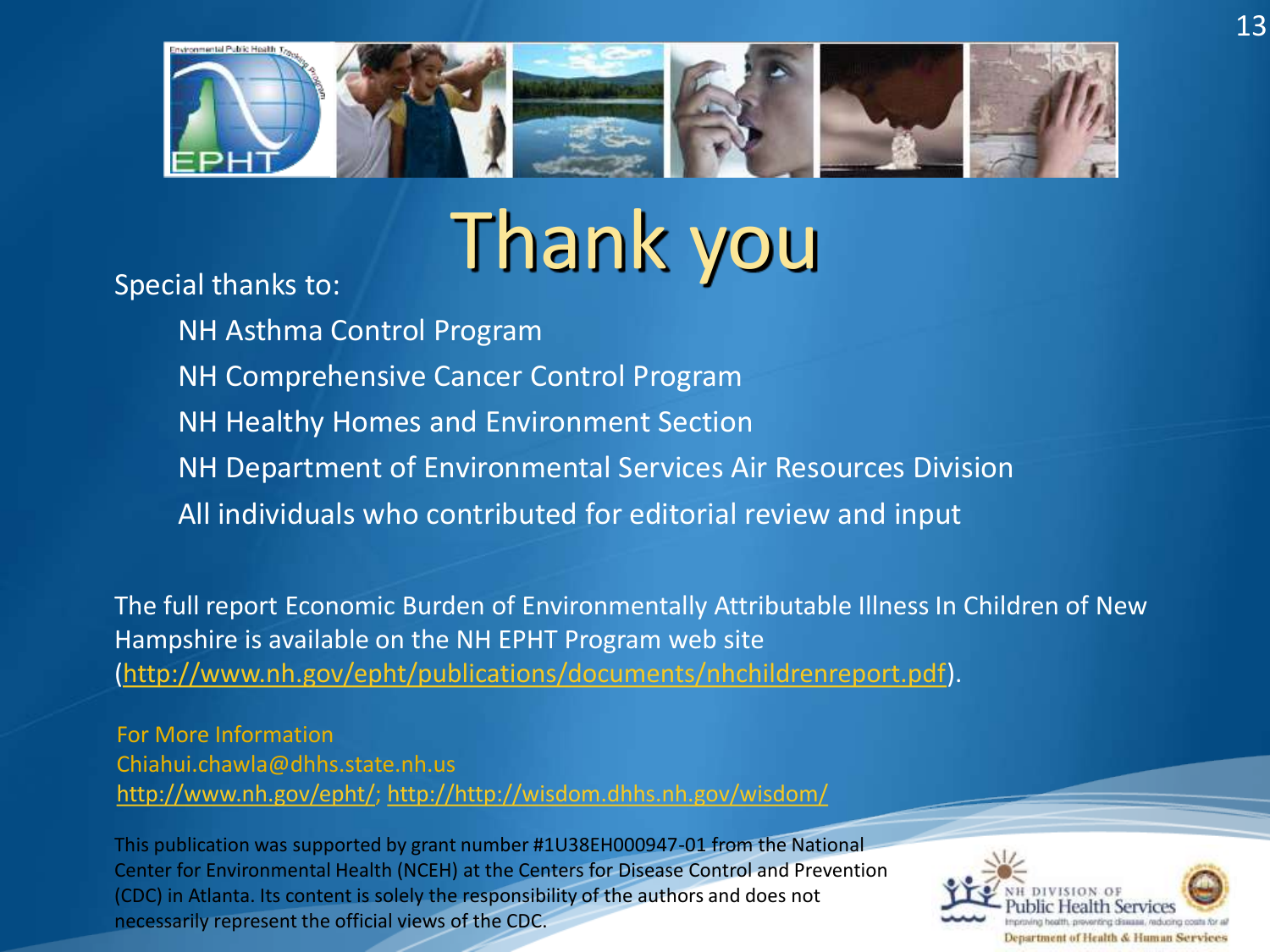# Thank you

Special thanks to:

- NH Asthma Control Program
- NH Comprehensive Cancer Control Program
- NH Healthy Homes and Environment Section
- NH Department of Environmental Services Air Resources Division
- All individuals who contributed for editorial review and input

The full report Economic Burden of Environmentally Attributable Illness In Children of New Hampshire is available on the NH EPHT Program web site (http://www.nh.gov/epht/publications/documents/nhchildrenreport.pdf).

For More Information
Chiahui.chawla@dhhs.state.nh.us
http://www.nh.gov/epht/; http://http://wisdom.dhhs.nh.gov/wisdom/

This publication was supported by grant number #1U38EH000947-01 from the National Center for Environmental Health (NCEH) at the Centers for Disease Control and Prevention (CDC) in Atlanta. Its content is solely the responsibility of the authors and does not necessarily represent the official views of the CDC.

NH Division of Public Health Services
Improving health, preventing disease, reducing costs for all
Department of Health & Human Services